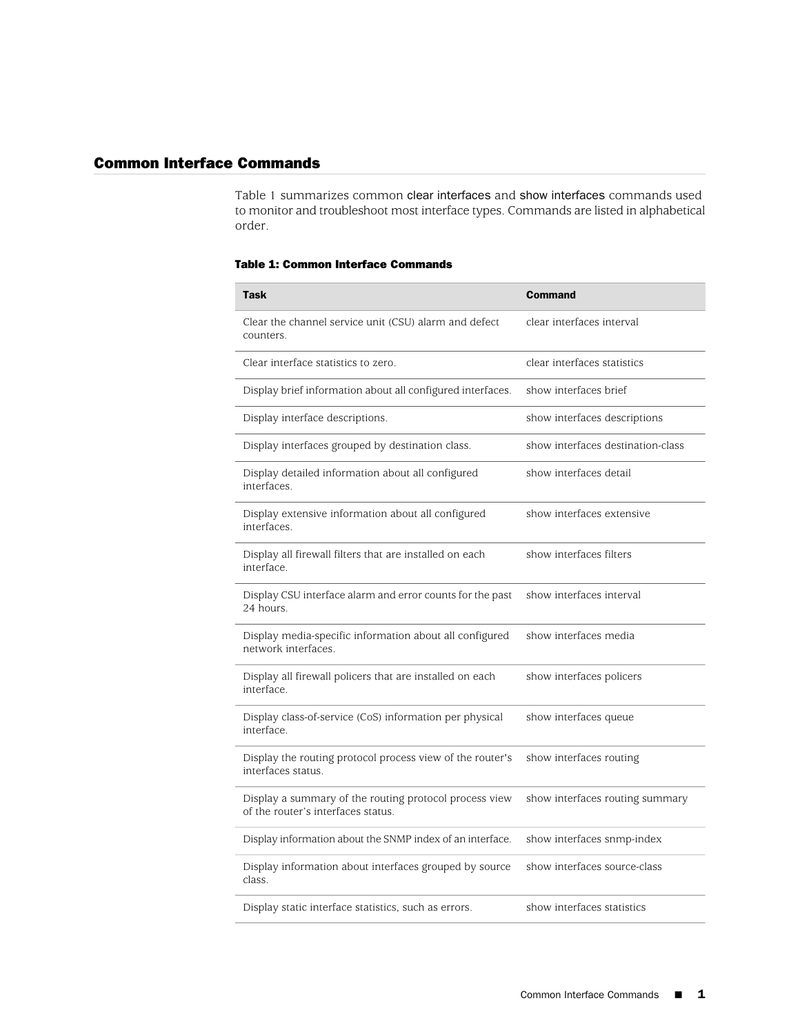## Common Interface Commands

Table 1 summarizes common clear interfaces and show interfaces commands used to monitor and troubleshoot most interface types. Commands are listed in alphabetical order.

**Table 1: Common Interface Commands**

| Task | Command |
|---|---|
| Clear the channel service unit (CSU) alarm and defect counters. | clear interfaces interval |
| Clear interface statistics to zero. | clear interfaces statistics |
| Display brief information about all configured interfaces. | show interfaces brief |
| Display interface descriptions. | show interfaces descriptions |
| Display interfaces grouped by destination class. | show interfaces destination-class |
| Display detailed information about all configured interfaces. | show interfaces detail |
| Display extensive information about all configured interfaces. | show interfaces extensive |
| Display all firewall filters that are installed on each interface. | show interfaces filters |
| Display CSU interface alarm and error counts for the past 24 hours. | show interfaces interval |
| Display media-specific information about all configured network interfaces. | show interfaces media |
| Display all firewall policers that are installed on each interface. | show interfaces policers |
| Display class-of-service (CoS) information per physical interface. | show interfaces queue |
| Display the routing protocol process view of the router's interfaces status. | show interfaces routing |
| Display a summary of the routing protocol process view of the router's interfaces status. | show interfaces routing summary |
| Display information about the SNMP index of an interface. | show interfaces snmp-index |
| Display information about interfaces grouped by source class. | show interfaces source-class |
| Display static interface statistics, such as errors. | show interfaces statistics |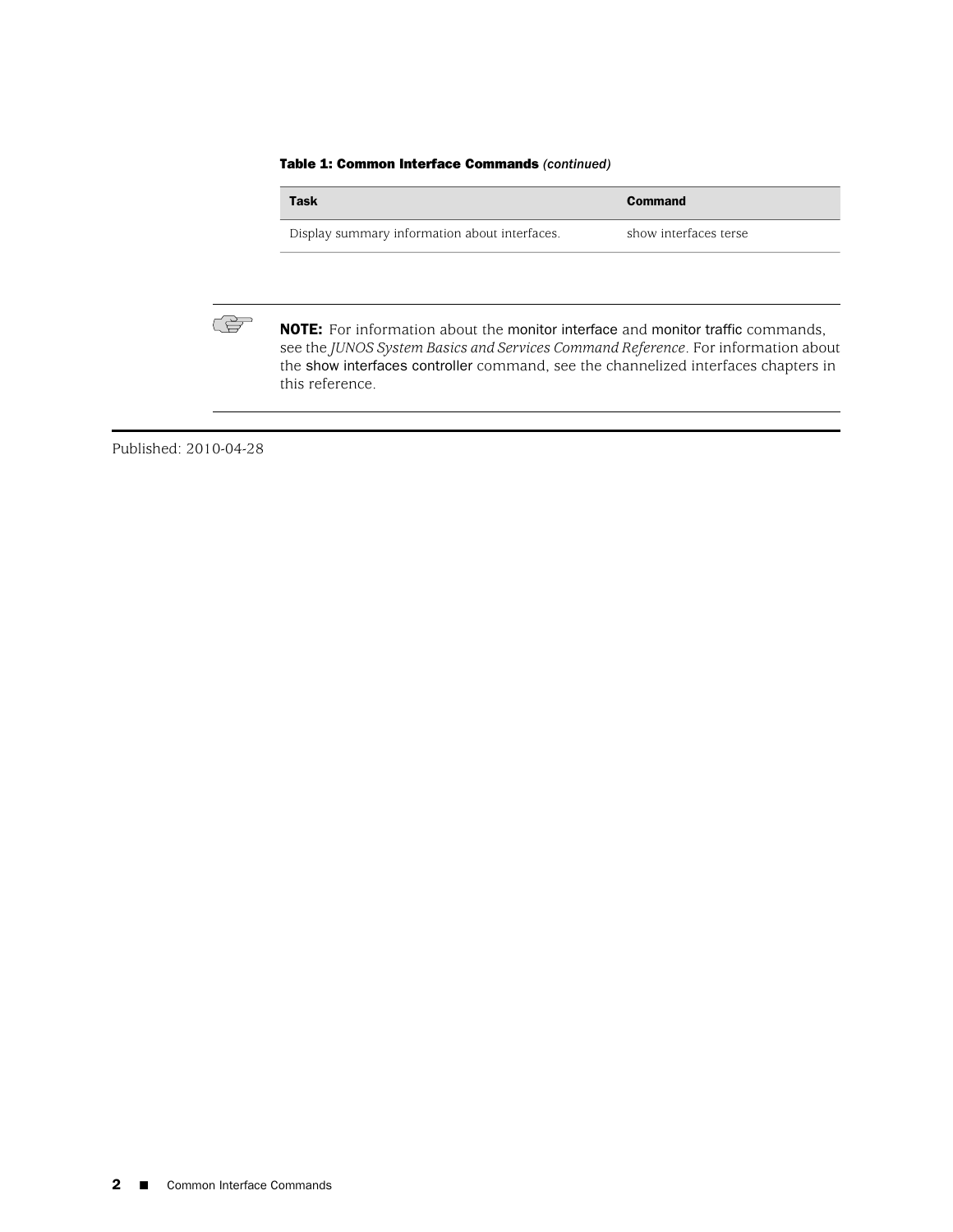**Table 1: Common Interface Commands** *(continued)*

| Task | Command |
| --- | --- |
| Display summary information about interfaces. | show interfaces terse |

**NOTE:** For information about the monitor interface and monitor traffic commands, see the *JUNOS System Basics and Services Command Reference*. For information about the show interfaces controller command, see the channelized interfaces chapters in this reference.

Published: 2010-04-28